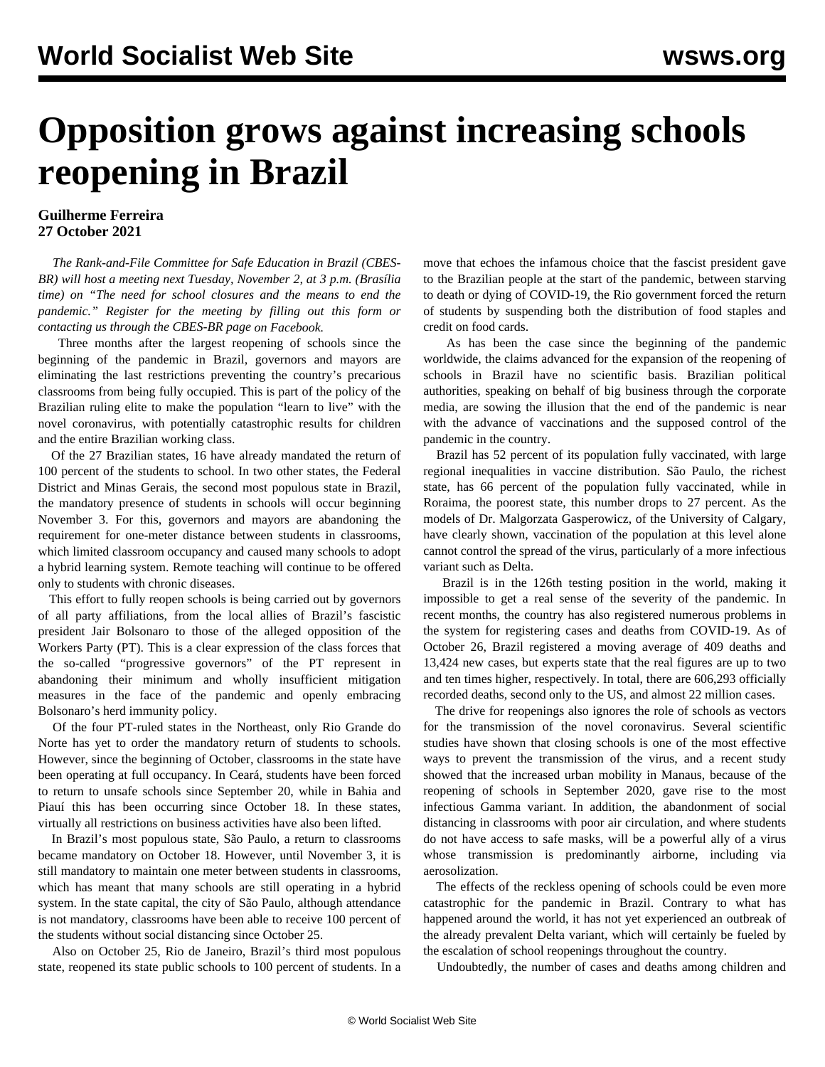# Opposition grows against increasing schools reopening in Brazil

**Guilherme Ferreira**
**27 October 2021**

*The Rank-and-File Committee for Safe Education in Brazil (CBES-BR) will host a meeting next Tuesday, November 2, at 3 p.m. (Brasília time) on "The need for school closures and the means to end the pandemic." Register for the meeting by filling out this form or contacting us through the CBES-BR page on Facebook.*

Three months after the largest reopening of schools since the beginning of the pandemic in Brazil, governors and mayors are eliminating the last restrictions preventing the country's precarious classrooms from being fully occupied. This is part of the policy of the Brazilian ruling elite to make the population "learn to live" with the novel coronavirus, with potentially catastrophic results for children and the entire Brazilian working class.

Of the 27 Brazilian states, 16 have already mandated the return of 100 percent of the students to school. In two other states, the Federal District and Minas Gerais, the second most populous state in Brazil, the mandatory presence of students in schools will occur beginning November 3. For this, governors and mayors are abandoning the requirement for one-meter distance between students in classrooms, which limited classroom occupancy and caused many schools to adopt a hybrid learning system. Remote teaching will continue to be offered only to students with chronic diseases.

This effort to fully reopen schools is being carried out by governors of all party affiliations, from the local allies of Brazil's fascistic president Jair Bolsonaro to those of the alleged opposition of the Workers Party (PT). This is a clear expression of the class forces that the so-called "progressive governors" of the PT represent in abandoning their minimum and wholly insufficient mitigation measures in the face of the pandemic and openly embracing Bolsonaro's herd immunity policy.

Of the four PT-ruled states in the Northeast, only Rio Grande do Norte has yet to order the mandatory return of students to schools. However, since the beginning of October, classrooms in the state have been operating at full occupancy. In Ceará, students have been forced to return to unsafe schools since September 20, while in Bahia and Piauí this has been occurring since October 18. In these states, virtually all restrictions on business activities have also been lifted.

In Brazil's most populous state, São Paulo, a return to classrooms became mandatory on October 18. However, until November 3, it is still mandatory to maintain one meter between students in classrooms, which has meant that many schools are still operating in a hybrid system. In the state capital, the city of São Paulo, although attendance is not mandatory, classrooms have been able to receive 100 percent of the students without social distancing since October 25.

Also on October 25, Rio de Janeiro, Brazil's third most populous state, reopened its state public schools to 100 percent of students. In a move that echoes the infamous choice that the fascist president gave to the Brazilian people at the start of the pandemic, between starving to death or dying of COVID-19, the Rio government forced the return of students by suspending both the distribution of food staples and credit on food cards.

As has been the case since the beginning of the pandemic worldwide, the claims advanced for the expansion of the reopening of schools in Brazil have no scientific basis. Brazilian political authorities, speaking on behalf of big business through the corporate media, are sowing the illusion that the end of the pandemic is near with the advance of vaccinations and the supposed control of the pandemic in the country.

Brazil has 52 percent of its population fully vaccinated, with large regional inequalities in vaccine distribution. São Paulo, the richest state, has 66 percent of the population fully vaccinated, while in Roraima, the poorest state, this number drops to 27 percent. As the models of Dr. Malgorzata Gasperowicz, of the University of Calgary, have clearly shown, vaccination of the population at this level alone cannot control the spread of the virus, particularly of a more infectious variant such as Delta.

Brazil is in the 126th testing position in the world, making it impossible to get a real sense of the severity of the pandemic. In recent months, the country has also registered numerous problems in the system for registering cases and deaths from COVID-19. As of October 26, Brazil registered a moving average of 409 deaths and 13,424 new cases, but experts state that the real figures are up to two and ten times higher, respectively. In total, there are 606,293 officially recorded deaths, second only to the US, and almost 22 million cases.

The drive for reopenings also ignores the role of schools as vectors for the transmission of the novel coronavirus. Several scientific studies have shown that closing schools is one of the most effective ways to prevent the transmission of the virus, and a recent study showed that the increased urban mobility in Manaus, because of the reopening of schools in September 2020, gave rise to the most infectious Gamma variant. In addition, the abandonment of social distancing in classrooms with poor air circulation, and where students do not have access to safe masks, will be a powerful ally of a virus whose transmission is predominantly airborne, including via aerosolization.

The effects of the reckless opening of schools could be even more catastrophic for the pandemic in Brazil. Contrary to what has happened around the world, it has not yet experienced an outbreak of the already prevalent Delta variant, which will certainly be fueled by the escalation of school reopenings throughout the country.

Undoubtedly, the number of cases and deaths among children and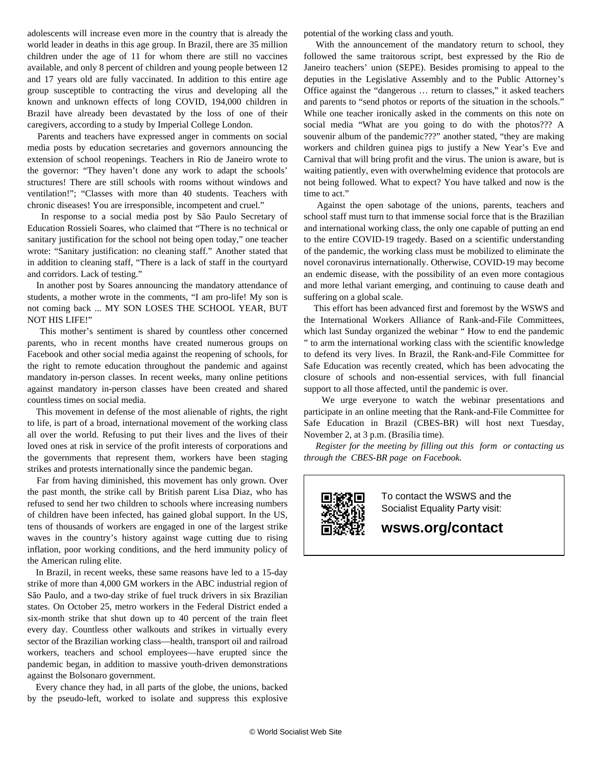adolescents will increase even more in the country that is already the world leader in deaths in this age group. In Brazil, there are 35 million children under the age of 11 for whom there are still no vaccines available, and only 8 percent of children and young people between 12 and 17 years old are fully vaccinated. In addition to this entire age group susceptible to contracting the virus and developing all the known and unknown effects of long COVID, 194,000 children in Brazil have already been devastated by the loss of one of their caregivers, according to a study by Imperial College London.

Parents and teachers have expressed anger in comments on social media posts by education secretaries and governors announcing the extension of school reopenings. Teachers in Rio de Janeiro wrote to the governor: "They haven't done any work to adapt the schools' structures! There are still schools with rooms without windows and ventilation!"; "Classes with more than 40 students. Teachers with chronic diseases! You are irresponsible, incompetent and cruel."

In response to a social media post by São Paulo Secretary of Education Rossieli Soares, who claimed that "There is no technical or sanitary justification for the school not being open today," one teacher wrote: "Sanitary justification: no cleaning staff." Another stated that in addition to cleaning staff, "There is a lack of staff in the courtyard and corridors. Lack of testing."

In another post by Soares announcing the mandatory attendance of students, a mother wrote in the comments, "I am pro-life! My son is not coming back ... MY SON LOSES THE SCHOOL YEAR, BUT NOT HIS LIFE!"

This mother's sentiment is shared by countless other concerned parents, who in recent months have created numerous groups on Facebook and other social media against the reopening of schools, for the right to remote education throughout the pandemic and against mandatory in-person classes. In recent weeks, many online petitions against mandatory in-person classes have been created and shared countless times on social media.

This movement in defense of the most alienable of rights, the right to life, is part of a broad, international movement of the working class all over the world. Refusing to put their lives and the lives of their loved ones at risk in service of the profit interests of corporations and the governments that represent them, workers have been staging strikes and protests internationally since the pandemic began.

Far from having diminished, this movement has only grown. Over the past month, the strike call by British parent Lisa Diaz, who has refused to send her two children to schools where increasing numbers of children have been infected, has gained global support. In the US, tens of thousands of workers are engaged in one of the largest strike waves in the country's history against wage cutting due to rising inflation, poor working conditions, and the herd immunity policy of the American ruling elite.

In Brazil, in recent weeks, these same reasons have led to a 15-day strike of more than 4,000 GM workers in the ABC industrial region of São Paulo, and a two-day strike of fuel truck drivers in six Brazilian states. On October 25, metro workers in the Federal District ended a six-month strike that shut down up to 40 percent of the train fleet every day. Countless other walkouts and strikes in virtually every sector of the Brazilian working class—health, transport oil and railroad workers, teachers and school employees—have erupted since the pandemic began, in addition to massive youth-driven demonstrations against the Bolsonaro government.

Every chance they had, in all parts of the globe, the unions, backed by the pseudo-left, worked to isolate and suppress this explosive potential of the working class and youth.

With the announcement of the mandatory return to school, they followed the same traitorous script, best expressed by the Rio de Janeiro teachers' union (SEPE). Besides promising to appeal to the deputies in the Legislative Assembly and to the Public Attorney's Office against the "dangerous … return to classes," it asked teachers and parents to "send photos or reports of the situation in the schools." While one teacher ironically asked in the comments on this note on social media "What are you going to do with the photos??? A souvenir album of the pandemic???" another stated, "they are making workers and children guinea pigs to justify a New Year's Eve and Carnival that will bring profit and the virus. The union is aware, but is waiting patiently, even with overwhelming evidence that protocols are not being followed. What to expect? You have talked and now is the time to act."

Against the open sabotage of the unions, parents, teachers and school staff must turn to that immense social force that is the Brazilian and international working class, the only one capable of putting an end to the entire COVID-19 tragedy. Based on a scientific understanding of the pandemic, the working class must be mobilized to eliminate the novel coronavirus internationally. Otherwise, COVID-19 may become an endemic disease, with the possibility of an even more contagious and more lethal variant emerging, and continuing to cause death and suffering on a global scale.

This effort has been advanced first and foremost by the WSWS and the International Workers Alliance of Rank-and-File Committees, which last Sunday organized the webinar " How to end the pandemic " to arm the international working class with the scientific knowledge to defend its very lives. In Brazil, the Rank-and-File Committee for Safe Education was recently created, which has been advocating the closure of schools and non-essential services, with full financial support to all those affected, until the pandemic is over.

We urge everyone to watch the webinar presentations and participate in an online meeting that the Rank-and-File Committee for Safe Education in Brazil (CBES-BR) will host next Tuesday, November 2, at 3 p.m. (Brasília time).

*Register for the meeting by filling out this form or contacting us through the CBES-BR page on Facebook.*

To contact the WSWS and the Socialist Equality Party visit:

**wsws.org/contact**